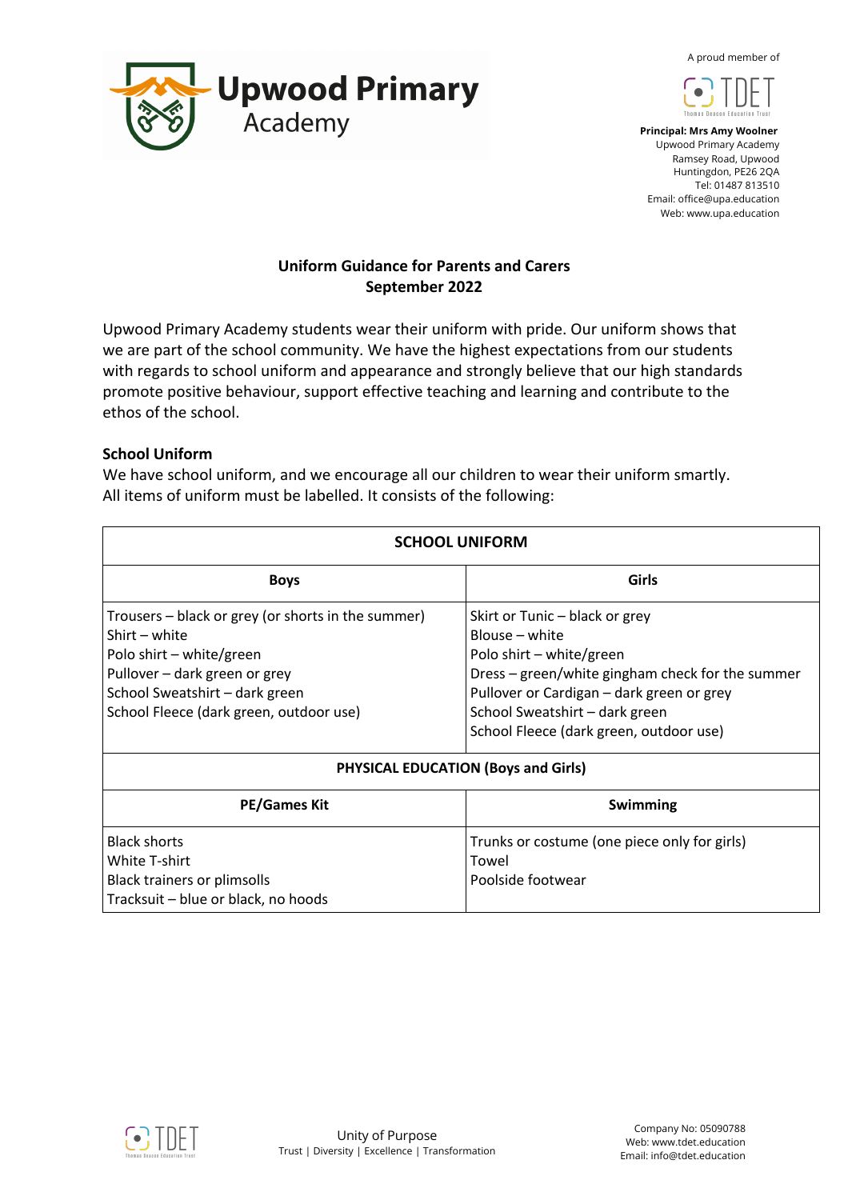# Upwood Primary Academy

A proud member of TDET

**Principal: Mrs Amy Woolner**
Upwood Primary Academy
Ramsey Road, Upwood
Huntingdon, PE26 2QA
Tel: 01487 813510
Email: office@upa.education
Web: www.upa.education

## Uniform Guidance for Parents and Carers
## September 2022

Upwood Primary Academy students wear their uniform with pride. Our uniform shows that we are part of the school community. We have the highest expectations from our students with regards to school uniform and appearance and strongly believe that our high standards promote positive behaviour, support effective teaching and learning and contribute to the ethos of the school.

### School Uniform

We have school uniform, and we encourage all our children to wear their uniform smartly. All items of uniform must be labelled. It consists of the following:

| **SCHOOL UNIFORM** | |
|---|---|
| **Boys** | **Girls** |
| Trousers – black or grey (or shorts in the summer)<br>Shirt – white<br>Polo shirt – white/green<br>Pullover – dark green or grey<br>School Sweatshirt – dark green<br>School Fleece (dark green, outdoor use) | Skirt or Tunic – black or grey<br>Blouse – white<br>Polo shirt – white/green<br>Dress – green/white gingham check for the summer<br>Pullover or Cardigan – dark green or grey<br>School Sweatshirt – dark green<br>School Fleece (dark green, outdoor use) |
| **PHYSICAL EDUCATION (Boys and Girls)** | |
| **PE/Games Kit** | **Swimming** |
| Black shorts<br>White T-shirt<br>Black trainers or plimsolls<br>Tracksuit – blue or black, no hoods | Trunks or costume (one piece only for girls)<br>Towel<br>Poolside footwear |

Unity of Purpose
Trust | Diversity | Excellence | Transformation

Company No: 05090788
Web: www.tdet.education
Email: info@tdet.education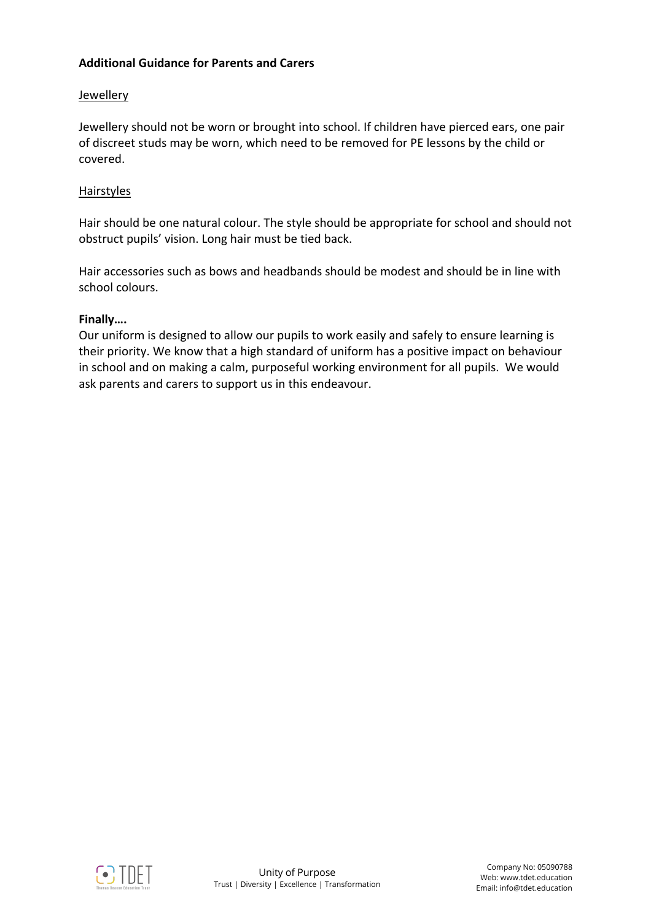**Additional Guidance for Parents and Carers**

Jewellery

Jewellery should not be worn or brought into school. If children have pierced ears, one pair of discreet studs may be worn, which need to be removed for PE lessons by the child or covered.

Hairstyles

Hair should be one natural colour. The style should be appropriate for school and should not obstruct pupils' vision. Long hair must be tied back.

Hair accessories such as bows and headbands should be modest and should be in line with school colours.

**Finally….**

Our uniform is designed to allow our pupils to work easily and safely to ensure learning is their priority. We know that a high standard of uniform has a positive impact on behaviour in school and on making a calm, purposeful working environment for all pupils. We would ask parents and carers to support us in this endeavour.